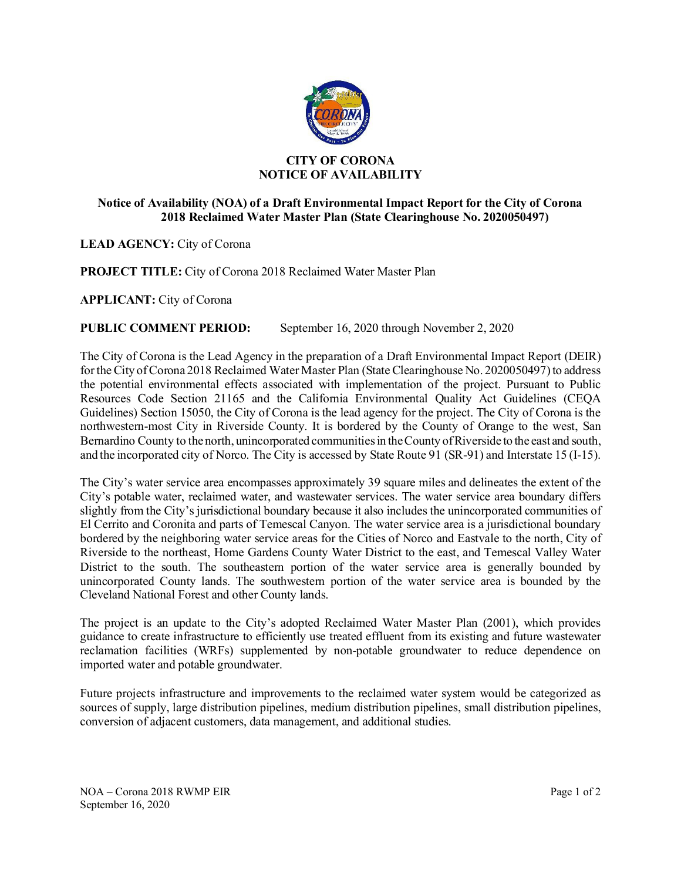# CITY OF CORONA
# NOTICE OF AVAILABILITY

## Notice of Availability (NOA) of a Draft Environmental Impact Report for the City of Corona 2018 Reclaimed Water Master Plan (State Clearinghouse No. 2020050497)

**LEAD AGENCY:** City of Corona

**PROJECT TITLE:** City of Corona 2018 Reclaimed Water Master Plan

**APPLICANT:** City of Corona

**PUBLIC COMMENT PERIOD:** September 16, 2020 through November 2, 2020

The City of Corona is the Lead Agency in the preparation of a Draft Environmental Impact Report (DEIR) for the City of Corona 2018 Reclaimed Water Master Plan (State Clearinghouse No. 2020050497) to address the potential environmental effects associated with implementation of the project. Pursuant to Public Resources Code Section 21165 and the California Environmental Quality Act Guidelines (CEQA Guidelines) Section 15050, the City of Corona is the lead agency for the project. The City of Corona is the northwestern-most City in Riverside County. It is bordered by the County of Orange to the west, San Bernardino County to the north, unincorporated communities in the County of Riverside to the east and south, and the incorporated city of Norco. The City is accessed by State Route 91 (SR-91) and Interstate 15 (I-15).

The City's water service area encompasses approximately 39 square miles and delineates the extent of the City's potable water, reclaimed water, and wastewater services. The water service area boundary differs slightly from the City's jurisdictional boundary because it also includes the unincorporated communities of El Cerrito and Coronita and parts of Temescal Canyon. The water service area is a jurisdictional boundary bordered by the neighboring water service areas for the Cities of Norco and Eastvale to the north, City of Riverside to the northeast, Home Gardens County Water District to the east, and Temescal Valley Water District to the south. The southeastern portion of the water service area is generally bounded by unincorporated County lands. The southwestern portion of the water service area is bounded by the Cleveland National Forest and other County lands.

The project is an update to the City's adopted Reclaimed Water Master Plan (2001), which provides guidance to create infrastructure to efficiently use treated effluent from its existing and future wastewater reclamation facilities (WRFs) supplemented by non-potable groundwater to reduce dependence on imported water and potable groundwater.

Future projects infrastructure and improvements to the reclaimed water system would be categorized as sources of supply, large distribution pipelines, medium distribution pipelines, small distribution pipelines, conversion of adjacent customers, data management, and additional studies.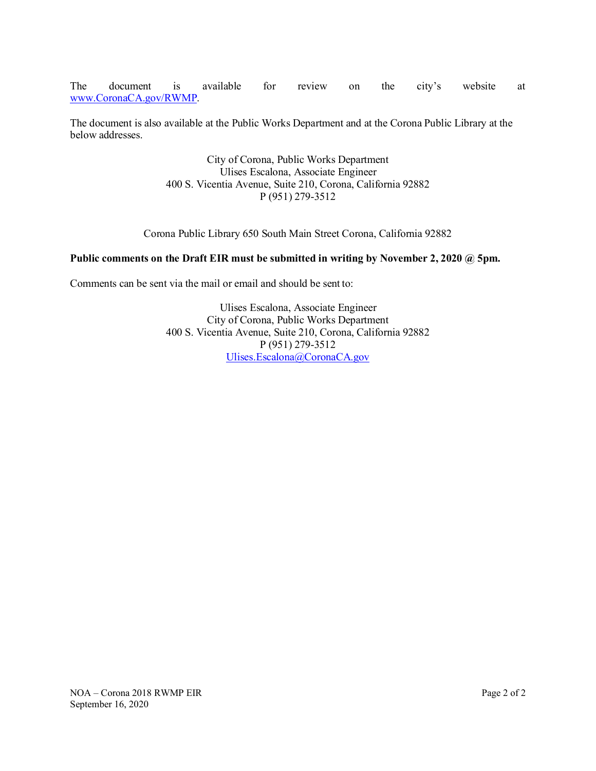The document is available for review on the city's website at www.CoronaCA.gov/RWMP.

The document is also available at the Public Works Department and at the Corona Public Library at the below addresses.

City of Corona, Public Works Department
Ulises Escalona, Associate Engineer
400 S. Vicentia Avenue, Suite 210, Corona, California 92882
P (951) 279-3512

Corona Public Library 650 South Main Street Corona, California 92882

**Public comments on the Draft EIR must be submitted in writing by November 2, 2020 @ 5pm.**

Comments can be sent via the mail or email and should be sent to:

Ulises Escalona, Associate Engineer
City of Corona, Public Works Department
400 S. Vicentia Avenue, Suite 210, Corona, California 92882
P (951) 279-3512
Ulises.Escalona@CoronaCA.gov